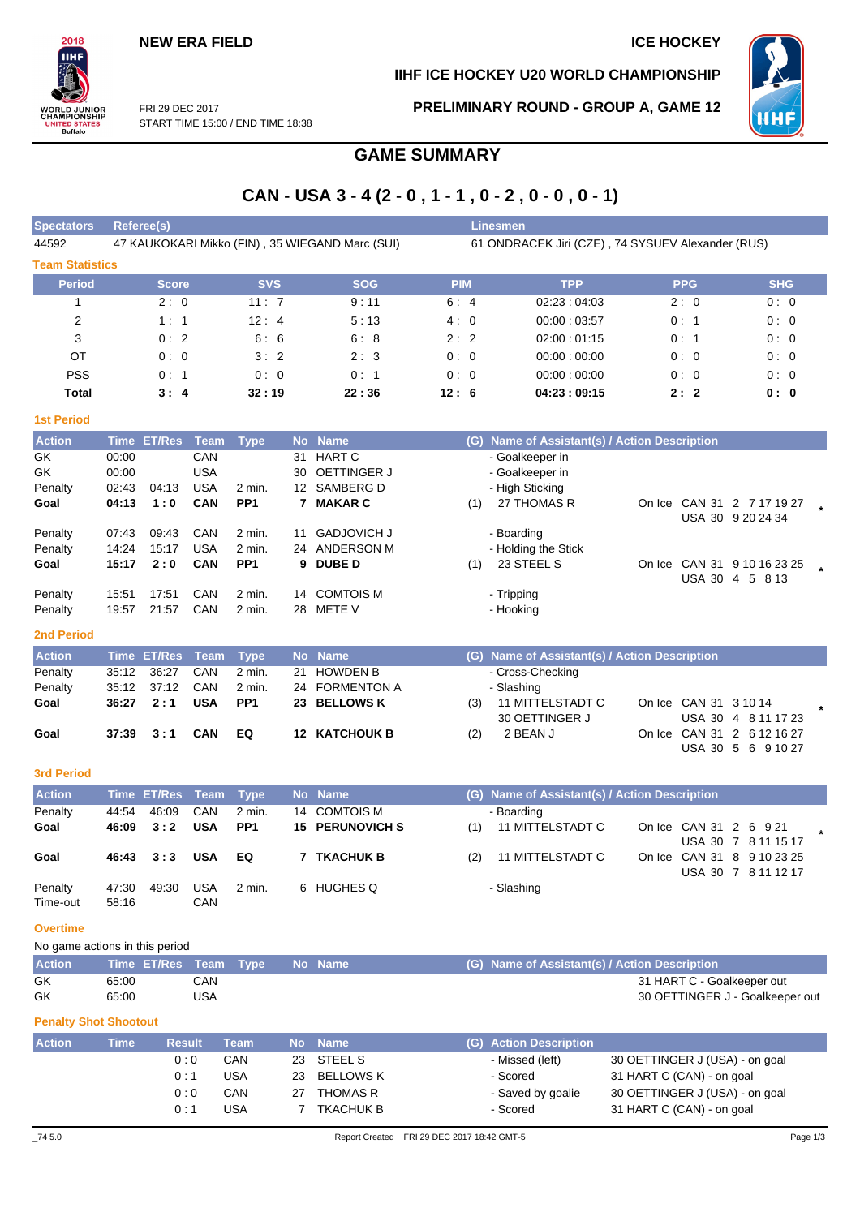NEW ERA FIELD

ICE HOCKEY

IIHF ICE HOCKEY U20 WORLD CHAMPIONSHIP

FRI 29 DEC 2017
START TIME 15:00 / END TIME 18:38

PRELIMINARY ROUND - GROUP A, GAME 12

# GAME SUMMARY

## CAN - USA 3 - 4 (2 - 0 , 1 - 1 , 0 - 2 , 0 - 0 , 0 - 1)

| Spectators | Referee(s) | Linesmen |
|---|---|---|
| 44592 | 47 KAUKOKARI Mikko (FIN) , 35 WIEGAND Marc (SUI) | 61 ONDRACEK Jiri (CZE) , 74 SYSUEV Alexander (RUS) |

### Team Statistics

| Period | Score | SVS | SOG | PIM | TPP | PPG | SHG |
|---|---|---|---|---|---|---|---|
| 1 | 2 : 0 | 11 : 7 | 9 : 11 | 6 : 4 | 02:23 : 04:03 | 2 : 0 | 0 : 0 |
| 2 | 1 : 1 | 12 : 4 | 5 : 13 | 4 : 0 | 00:00 : 03:57 | 0 : 1 | 0 : 0 |
| 3 | 0 : 2 | 6 : 6 | 6 : 8 | 2 : 2 | 02:00 : 01:15 | 0 : 1 | 0 : 0 |
| OT | 0 : 0 | 3 : 2 | 2 : 3 | 0 : 0 | 00:00 : 00:00 | 0 : 0 | 0 : 0 |
| PSS | 0 : 1 | 0 : 0 | 0 : 1 | 0 : 0 | 00:00 : 00:00 | 0 : 0 | 0 : 0 |
| **Total** | **3 : 4** | **32 : 19** | **22 : 36** | **12 : 6** | **04:23 : 09:15** | **2 : 2** | **0 : 0** |

### 1st Period

| Action | Time | ET/Res | Team | Type | No | Name | (G) | Name of Assistant(s) / Action Description | On Ice |
|---|---|---|---|---|---|---|---|---|---|
| GK | 00:00 | | CAN | | 31 | HART C | | - Goalkeeper in | |
| GK | 00:00 | | USA | | 30 | OETTINGER J | | - Goalkeeper in | |
| Penalty | 02:43 | 04:13 | USA | 2 min. | 12 | SAMBERG D | | - High Sticking | |
| **Goal** | **04:13** | **1 : 0** | **CAN** | **PP1** | **7** | **MAKAR C** | (1) | 27 THOMAS R | On Ice CAN 31 2 7 17 19 27 / USA 30 9 20 24 34 * |
| Penalty | 07:43 | 09:43 | CAN | 2 min. | 11 | GADJOVICH J | | - Boarding | |
| Penalty | 14:24 | 15:17 | USA | 2 min. | 24 | ANDERSON M | | - Holding the Stick | |
| **Goal** | **15:17** | **2 : 0** | **CAN** | **PP1** | **9** | **DUBE D** | (1) | 23 STEEL S | On Ice CAN 31 9 10 16 23 25 / USA 30 4 5 8 13 * |
| Penalty | 15:51 | 17:51 | CAN | 2 min. | 14 | COMTOIS M | | - Tripping | |
| Penalty | 19:57 | 21:57 | CAN | 2 min. | 28 | METE V | | - Hooking | |

### 2nd Period

| Action | Time | ET/Res | Team | Type | No | Name | (G) | Name of Assistant(s) / Action Description | On Ice |
|---|---|---|---|---|---|---|---|---|---|
| Penalty | 35:12 | 36:27 | CAN | 2 min. | 21 | HOWDEN B | | - Cross-Checking | |
| Penalty | 35:12 | 37:12 | CAN | 2 min. | 24 | FORMENTON A | | - Slashing | |
| **Goal** | **36:27** | **2 : 1** | **USA** | **PP1** | **23** | **BELLOWS K** | (3) | 11 MITTELSTADT C, 30 OETTINGER J | On Ice CAN 31 3 10 14 / USA 30 4 8 11 17 23 * |
| **Goal** | **37:39** | **3 : 1** | **CAN** | **EQ** | **12** | **KATCHOUK B** | (2) | 2 BEAN J | On Ice CAN 31 2 6 12 16 27 / USA 30 5 6 9 10 27 |

### 3rd Period

| Action | Time | ET/Res | Team | Type | No | Name | (G) | Name of Assistant(s) / Action Description | On Ice |
|---|---|---|---|---|---|---|---|---|---|
| Penalty | 44:54 | 46:09 | CAN | 2 min. | 14 | COMTOIS M | | - Boarding | |
| **Goal** | **46:09** | **3 : 2** | **USA** | **PP1** | **15** | **PERUNOVICH S** | (1) | 11 MITTELSTADT C | On Ice CAN 31 2 6 9 21 / USA 30 7 8 11 15 17 * |
| **Goal** | **46:43** | **3 : 3** | **USA** | **EQ** | **7** | **TKACHUK B** | (2) | 11 MITTELSTADT C | On Ice CAN 31 8 9 10 23 25 / USA 30 7 8 11 12 17 |
| Penalty | 47:30 | 49:30 | USA | 2 min. | 6 | HUGHES Q | | - Slashing | |
| Time-out | 58:16 | | CAN | | | | | | |

### Overtime

No game actions in this period

| Action | Time | ET/Res | Team | Type | No | Name | (G) | Name of Assistant(s) / Action Description |
|---|---|---|---|---|---|---|---|---|
| GK | 65:00 | | CAN | | | | | 31 HART C - Goalkeeper out |
| GK | 65:00 | | USA | | | | | 30 OETTINGER J - Goalkeeper out |

### Penalty Shot Shootout

| Action | Time | Result | Team | No | Name | (G) | Action Description | |
|---|---|---|---|---|---|---|---|---|
| | | 0 : 0 | CAN | 23 | STEEL S | | - Missed (left) | 30 OETTINGER J (USA) - on goal |
| | | 0 : 1 | USA | 23 | BELLOWS K | | - Scored | 31 HART C (CAN) - on goal |
| | | 0 : 0 | CAN | 27 | THOMAS R | | - Saved by goalie | 30 OETTINGER J (USA) - on goal |
| | | 0 : 1 | USA | 7 | TKACHUK B | | - Scored | 31 HART C (CAN) - on goal |

_74 5.0 Report Created FRI 29 DEC 2017 18:42 GMT-5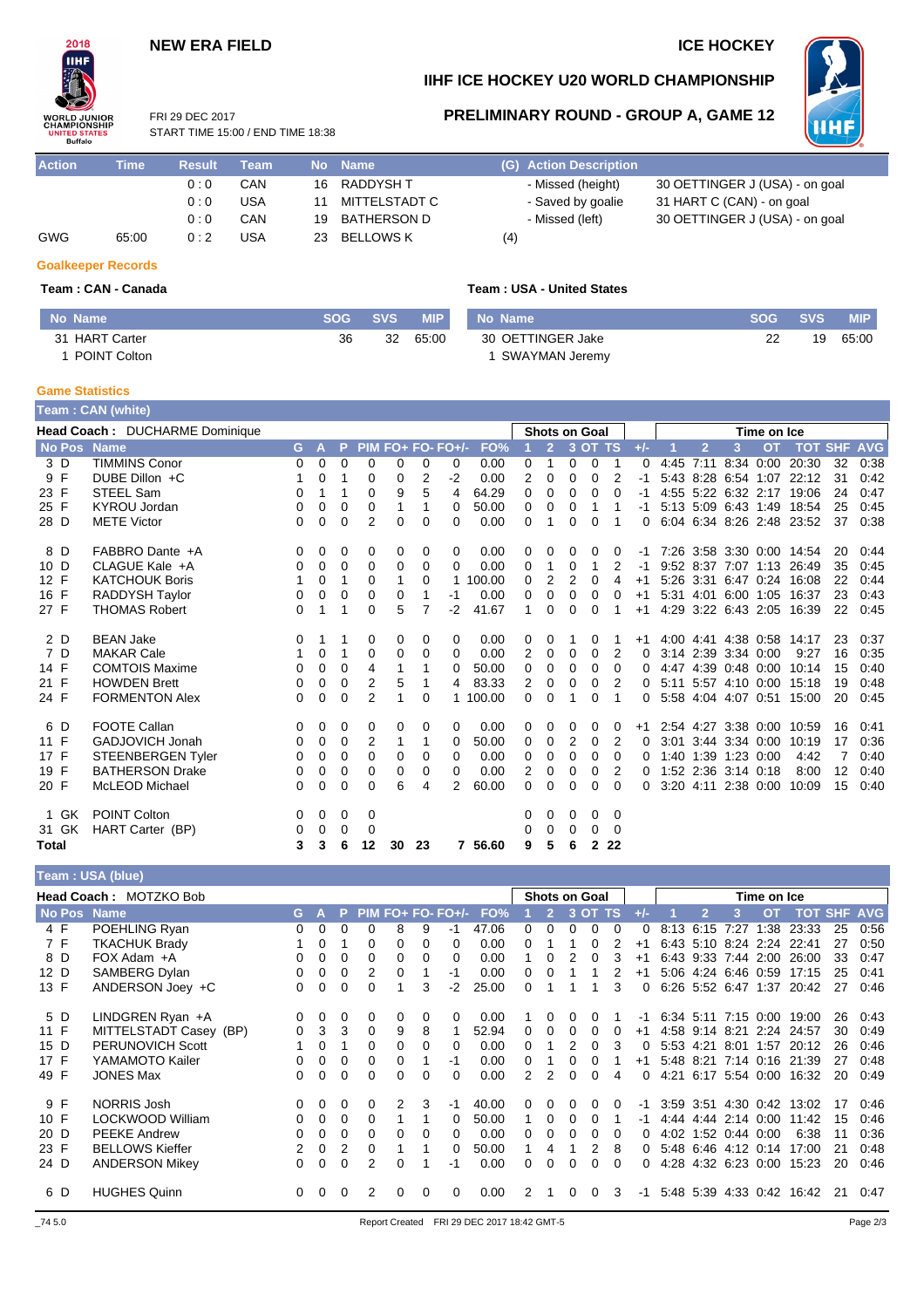# NEW ERA FIELD

# ICE HOCKEY

## IIHF ICE HOCKEY U20 WORLD CHAMPIONSHIP

FRI 29 DEC 2017
START TIME 15:00 / END TIME 18:38

## PRELIMINARY ROUND - GROUP A, GAME 12

| Action | Time | Result | Team | No | Name | (G) | Action Description | |
|---|---|---|---|---|---|---|---|---|
| | | 0 : 0 | CAN | 16 | RADDYSH T | | - Missed (height) | 30 OETTINGER J (USA) - on goal |
| | | 0 : 0 | USA | 11 | MITTELSTADT C | | - Saved by goalie | 31 HART C (CAN) - on goal |
| | | 0 : 0 | CAN | 19 | BATHERSON D | | - Missed (left) | 30 OETTINGER J (USA) - on goal |
| GWG | 65:00 | 0 : 2 | USA | 23 | BELLOWS K | (4) | | |

### Goalkeeper Records

**Team : CAN - Canada**

| No | Name | SOG | SVS | MIP |
|---|---|---|---|---|
| 31 | HART Carter | 36 | 32 | 65:00 |
| 1 | POINT Colton | | | |

**Team : USA - United States**

| No | Name | SOG | SVS | MIP |
|---|---|---|---|---|
| 30 | OETTINGER Jake | 22 | 19 | 65:00 |
| 1 | SWAYMAN Jeremy | | | |

### Game Statistics

**Team : CAN (white)**

Head Coach : DUCHARME Dominique

| No | Pos | Name | G | A | P | PIM | FO+ | FO- | FO+/- | FO% | SOG 1 | SOG 2 | SOG 3 | SOG OT | SOG TS | +/- | TOI 1 | TOI 2 | TOI 3 | TOI OT | TOI TOT | SHF | AVG |
|---|---|---|---|---|---|---|---|---|---|---|---|---|---|---|---|---|---|---|---|---|---|---|---|
| 3 | D | TIMMINS Conor | 0 | 0 | 0 | 0 | 0 | 0 | 0 | 0.00 | 0 | 1 | 0 | 0 | 1 | 0 | 4:45 | 7:11 | 8:34 | 0:00 | 20:30 | 32 | 0:38 |
| 9 | F | DUBE Dillon +C | 1 | 0 | 1 | 0 | 0 | 2 | -2 | 0.00 | 2 | 0 | 0 | 0 | 2 | -1 | 5:43 | 8:28 | 6:54 | 1:07 | 22:12 | 31 | 0:42 |
| 23 | F | STEEL Sam | 0 | 1 | 1 | 0 | 9 | 5 | 4 | 64.29 | 0 | 0 | 0 | 0 | 0 | -1 | 4:55 | 5:22 | 6:32 | 2:17 | 19:06 | 24 | 0:47 |
| 25 | F | KYROU Jordan | 0 | 0 | 0 | 0 | 1 | 1 | 0 | 50.00 | 0 | 0 | 0 | 1 | 1 | -1 | 5:13 | 5:09 | 6:43 | 1:49 | 18:54 | 25 | 0:45 |
| 28 | D | METE Victor | 0 | 0 | 0 | 2 | 0 | 0 | 0 | 0.00 | 0 | 1 | 0 | 0 | 1 | 0 | 6:04 | 6:34 | 8:26 | 2:48 | 23:52 | 37 | 0:38 |
| 8 | D | FABBRO Dante +A | 0 | 0 | 0 | 0 | 0 | 0 | 0 | 0.00 | 0 | 0 | 0 | 0 | 0 | -1 | 7:26 | 3:58 | 3:30 | 0:00 | 14:54 | 20 | 0:44 |
| 10 | D | CLAGUE Kale +A | 0 | 0 | 0 | 0 | 0 | 0 | 0 | 0.00 | 0 | 1 | 0 | 1 | 2 | -1 | 9:52 | 8:37 | 7:07 | 1:13 | 26:49 | 35 | 0:45 |
| 12 | F | KATCHOUK Boris | 1 | 0 | 1 | 0 | 1 | 0 | 1 | 100.00 | 0 | 2 | 2 | 0 | 4 | +1 | 5:26 | 3:31 | 6:47 | 0:24 | 16:08 | 22 | 0:44 |
| 16 | F | RADDYSH Taylor | 0 | 0 | 0 | 0 | 0 | 1 | -1 | 0.00 | 0 | 0 | 0 | 0 | 0 | +1 | 5:31 | 4:01 | 6:00 | 1:05 | 16:37 | 23 | 0:43 |
| 27 | F | THOMAS Robert | 0 | 1 | 1 | 0 | 5 | 7 | -2 | 41.67 | 1 | 0 | 0 | 0 | 1 | +1 | 4:29 | 3:22 | 6:43 | 2:05 | 16:39 | 22 | 0:45 |
| 2 | D | BEAN Jake | 0 | 1 | 1 | 0 | 0 | 0 | 0 | 0.00 | 0 | 0 | 1 | 0 | 1 | +1 | 4:00 | 4:41 | 4:38 | 0:58 | 14:17 | 23 | 0:37 |
| 7 | D | MAKAR Cale | 1 | 0 | 1 | 0 | 0 | 0 | 0 | 0.00 | 2 | 0 | 0 | 0 | 2 | 0 | 3:14 | 2:39 | 3:34 | 0:00 | 9:27 | 16 | 0:35 |
| 14 | F | COMTOIS Maxime | 0 | 0 | 0 | 4 | 1 | 1 | 0 | 50.00 | 0 | 0 | 0 | 0 | 0 | 0 | 4:47 | 4:39 | 0:48 | 0:00 | 10:14 | 15 | 0:40 |
| 21 | F | HOWDEN Brett | 0 | 0 | 0 | 2 | 5 | 1 | 4 | 83.33 | 2 | 0 | 0 | 0 | 2 | 0 | 5:11 | 5:57 | 4:10 | 0:00 | 15:18 | 19 | 0:48 |
| 24 | F | FORMENTON Alex | 0 | 0 | 0 | 2 | 1 | 0 | 1 | 100.00 | 0 | 0 | 1 | 0 | 1 | 0 | 5:58 | 4:04 | 4:07 | 0:51 | 15:00 | 20 | 0:45 |
| 6 | D | FOOTE Callan | 0 | 0 | 0 | 0 | 0 | 0 | 0 | 0.00 | 0 | 0 | 0 | 0 | 0 | +1 | 2:54 | 4:27 | 3:38 | 0:00 | 10:59 | 16 | 0:41 |
| 11 | F | GADJOVICH Jonah | 0 | 0 | 0 | 2 | 1 | 1 | 0 | 50.00 | 0 | 0 | 2 | 0 | 2 | 0 | 3:01 | 3:44 | 3:34 | 0:00 | 10:19 | 17 | 0:36 |
| 17 | F | STEENBERGEN Tyler | 0 | 0 | 0 | 0 | 0 | 0 | 0 | 0.00 | 0 | 0 | 0 | 0 | 0 | 0 | 1:40 | 1:39 | 1:23 | 0:00 | 4:42 | 7 | 0:40 |
| 19 | F | BATHERSON Drake | 0 | 0 | 0 | 0 | 0 | 0 | 0 | 0.00 | 2 | 0 | 0 | 0 | 2 | 0 | 1:52 | 2:36 | 3:14 | 0:18 | 8:00 | 12 | 0:40 |
| 20 | F | McLEOD Michael | 0 | 0 | 0 | 0 | 6 | 4 | 2 | 60.00 | 0 | 0 | 0 | 0 | 0 | 0 | 3:20 | 4:11 | 2:38 | 0:00 | 10:09 | 15 | 0:40 |
| 1 | GK | POINT Colton | 0 | 0 | 0 | 0 | | | | | 0 | 0 | 0 | 0 | 0 | | | | | | | | |
| 31 | GK | HART Carter (BP) | 0 | 0 | 0 | 0 | | | | | 0 | 0 | 0 | 0 | 0 | | | | | | | | |
| Total | | | 3 | 3 | 6 | 12 | 30 | 23 | 7 | 56.60 | 9 | 5 | 6 | 2 | 22 | | | | | | | | |

**Team : USA (blue)**

Head Coach : MOTZKO Bob

| No | Pos | Name | G | A | P | PIM | FO+ | FO- | FO+/- | FO% | SOG 1 | SOG 2 | SOG 3 | SOG OT | SOG TS | +/- | TOI 1 | TOI 2 | TOI 3 | TOI OT | TOI TOT | SHF | AVG |
|---|---|---|---|---|---|---|---|---|---|---|---|---|---|---|---|---|---|---|---|---|---|---|---|
| 4 | F | POEHLING Ryan | 0 | 0 | 0 | 0 | 8 | 9 | -1 | 47.06 | 0 | 0 | 0 | 0 | 0 | 0 | 8:13 | 6:15 | 7:27 | 1:38 | 23:33 | 25 | 0:56 |
| 7 | F | TKACHUK Brady | 1 | 0 | 1 | 0 | 0 | 0 | 0 | 0.00 | 0 | 1 | 1 | 0 | 2 | +1 | 6:43 | 5:10 | 8:24 | 2:24 | 22:41 | 27 | 0:50 |
| 8 | D | FOX Adam +A | 0 | 0 | 0 | 0 | 0 | 0 | 0 | 0.00 | 1 | 0 | 2 | 0 | 3 | +1 | 6:43 | 9:33 | 7:44 | 2:00 | 26:00 | 33 | 0:47 |
| 12 | D | SAMBERG Dylan | 0 | 0 | 0 | 2 | 0 | 1 | -1 | 0.00 | 0 | 0 | 1 | 1 | 2 | +1 | 5:06 | 4:24 | 6:46 | 0:59 | 17:15 | 25 | 0:41 |
| 13 | F | ANDERSON Joey +C | 0 | 0 | 0 | 0 | 1 | 3 | -2 | 25.00 | 0 | 1 | 1 | 1 | 3 | 0 | 6:26 | 5:52 | 6:47 | 1:37 | 20:42 | 27 | 0:46 |
| 5 | D | LINDGREN Ryan +A | 0 | 0 | 0 | 0 | 0 | 0 | 0 | 0.00 | 1 | 0 | 0 | 0 | 1 | -1 | 6:34 | 5:11 | 7:15 | 0:00 | 19:00 | 26 | 0:43 |
| 11 | F | MITTELSTADT Casey (BP) | 0 | 3 | 3 | 0 | 9 | 8 | 1 | 52.94 | 0 | 0 | 0 | 0 | 0 | +1 | 4:58 | 9:14 | 8:21 | 2:24 | 24:57 | 30 | 0:49 |
| 15 | D | PERUNOVICH Scott | 1 | 0 | 1 | 0 | 0 | 0 | 0 | 0.00 | 0 | 1 | 2 | 0 | 3 | 0 | 5:53 | 4:21 | 8:01 | 1:57 | 20:12 | 26 | 0:46 |
| 17 | F | YAMAMOTO Kailer | 0 | 0 | 0 | 0 | 0 | 1 | -1 | 0.00 | 0 | 1 | 0 | 0 | 1 | +1 | 5:48 | 8:21 | 7:14 | 0:16 | 21:39 | 27 | 0:48 |
| 49 | F | JONES Max | 0 | 0 | 0 | 0 | 0 | 0 | 0 | 0.00 | 2 | 2 | 0 | 0 | 4 | 0 | 4:21 | 6:17 | 5:54 | 0:00 | 16:32 | 20 | 0:49 |
| 9 | F | NORRIS Josh | 0 | 0 | 0 | 0 | 2 | 3 | -1 | 40.00 | 0 | 0 | 0 | 0 | 0 | -1 | 3:59 | 3:51 | 4:30 | 0:42 | 13:02 | 17 | 0:46 |
| 10 | F | LOCKWOOD William | 0 | 0 | 0 | 0 | 1 | 1 | 0 | 50.00 | 1 | 0 | 0 | 0 | 1 | -1 | 4:44 | 4:44 | 2:14 | 0:00 | 11:42 | 15 | 0:46 |
| 20 | D | PEEKE Andrew | 0 | 0 | 0 | 0 | 0 | 0 | 0 | 0.00 | 0 | 0 | 0 | 0 | 0 | 0 | 4:02 | 1:52 | 0:44 | 0:00 | 6:38 | 11 | 0:36 |
| 23 | F | BELLOWS Kieffer | 2 | 0 | 2 | 0 | 1 | 1 | 0 | 50.00 | 1 | 4 | 1 | 2 | 8 | 0 | 5:48 | 6:46 | 4:12 | 0:14 | 17:00 | 21 | 0:48 |
| 24 | D | ANDERSON Mikey | 0 | 0 | 0 | 2 | 0 | 1 | -1 | 0.00 | 0 | 0 | 0 | 0 | 0 | 0 | 4:28 | 4:32 | 6:23 | 0:00 | 15:23 | 20 | 0:46 |
| 6 | D | HUGHES Quinn | 0 | 0 | 0 | 2 | 0 | 0 | 0 | 0.00 | 2 | 1 | 0 | 0 | 3 | -1 | 5:48 | 5:39 | 4:33 | 0:42 | 16:42 | 21 | 0:47 |

_74 5.0 Report Created FRI 29 DEC 2017 18:42 GMT-5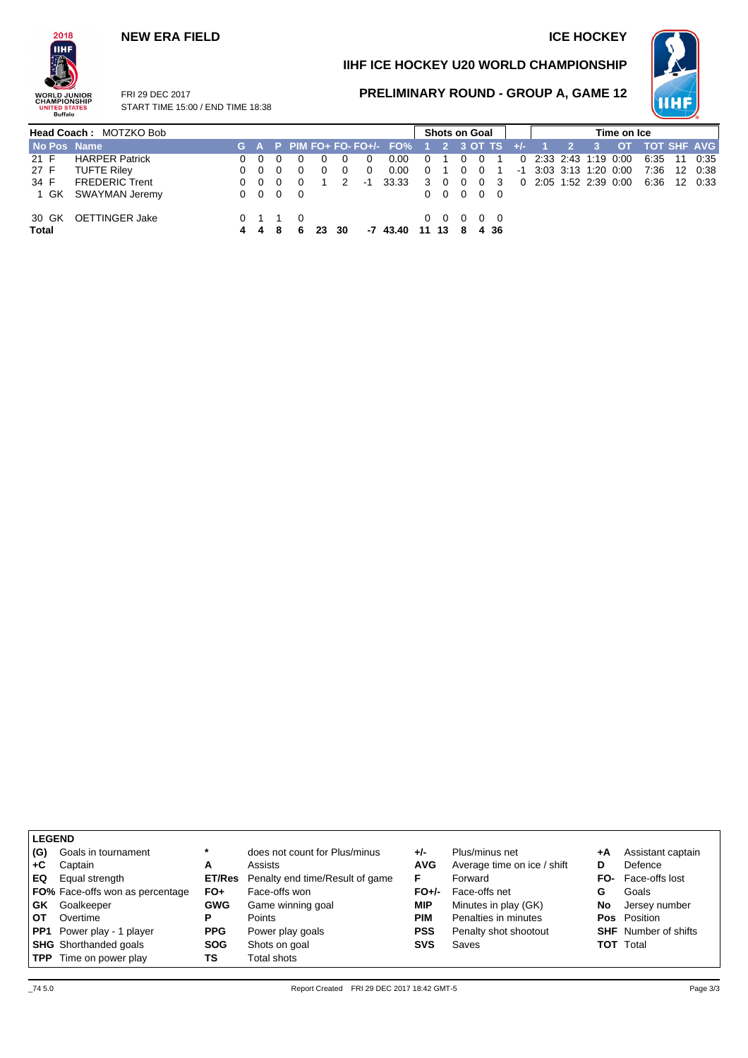**NEW ERA FIELD** **ICE HOCKEY**

## IIHF ICE HOCKEY U20 WORLD CHAMPIONSHIP

FRI 29 DEC 2017
START TIME 15:00 / END TIME 18:38

### PRELIMINARY ROUND - GROUP A, GAME 12

**Head Coach :** MOTZKO Bob

| No | Pos | Name | G | A | P | PIM | FO+ | FO- | FO+/- | FO% | SOG 1 | SOG 2 | SOG 3 | SOG OT | SOG TS | +/- | TOI 1 | TOI 2 | TOI 3 | TOI OT | TOT | SHF | AVG |
|---|---|---|---|---|---|---|---|---|---|---|---|---|---|---|---|---|---|---|---|---|---|---|---|
| 21 | F | HARPER Patrick | 0 | 0 | 0 | 0 | 0 | 0 | 0 | 0.00 | 0 | 1 | 0 | 0 | 1 | 0 | 2:33 | 2:43 | 1:19 | 0:00 | 6:35 | 11 | 0:35 |
| 27 | F | TUFTE Riley | 0 | 0 | 0 | 0 | 0 | 0 | 0 | 0.00 | 0 | 1 | 0 | 0 | 1 | -1 | 3:03 | 3:13 | 1:20 | 0:00 | 7:36 | 12 | 0:38 |
| 34 | F | FREDERIC Trent | 0 | 0 | 0 | 0 | 1 | 2 | -1 | 33.33 | 3 | 0 | 0 | 0 | 3 | 0 | 2:05 | 1:52 | 2:39 | 0:00 | 6:36 | 12 | 0:33 |
| 1 | GK | SWAYMAN Jeremy | 0 | 0 | 0 | 0 | | | | | 0 | 0 | 0 | 0 | 0 | | | | | | | | |
| 30 | GK | OETTINGER Jake | 0 | 1 | 1 | 0 | | | | | 0 | 0 | 0 | 0 | 0 | | | | | | | | |
| **Total** | | | **4** | **4** | **8** | **6** | **23** | **30** | **-7** | **43.40** | **11** | **13** | **8** | **4** | **36** | | | | | | | | |

**LEGEND**

| | | | | | | | |
|---|---|---|---|---|---|---|---|
| **(G)** | Goals in tournament | **\*** | does not count for Plus/minus | **+/-** | Plus/minus net | **+A** | Assistant captain |
| **+C** | Captain | **A** | Assists | **AVG** | Average time on ice / shift | **D** | Defence |
| **EQ** | Equal strength | **ET/Res** | Penalty end time/Result of game | **F** | Forward | **FO-** | Face-offs lost |
| **FO%** | Face-offs won as percentage | **FO+** | Face-offs won | **FO+/-** | Face-offs net | **G** | Goals |
| **GK** | Goalkeeper | **GWG** | Game winning goal | **MIP** | Minutes in play (GK) | **No** | Jersey number |
| **OT** | Overtime | **P** | Points | **PIM** | Penalties in minutes | **Pos** | Position |
| **PP1** | Power play - 1 player | **PPG** | Power play goals | **PSS** | Penalty shot shootout | **SHF** | Number of shifts |
| **SHG** | Shorthanded goals | **SOG** | Shots on goal | **SVS** | Saves | **TOT** | Total |
| **TPP** | Time on power play | **TS** | Total shots | | | | |

_74 5.0 Report Created FRI 29 DEC 2017 18:42 GMT-5